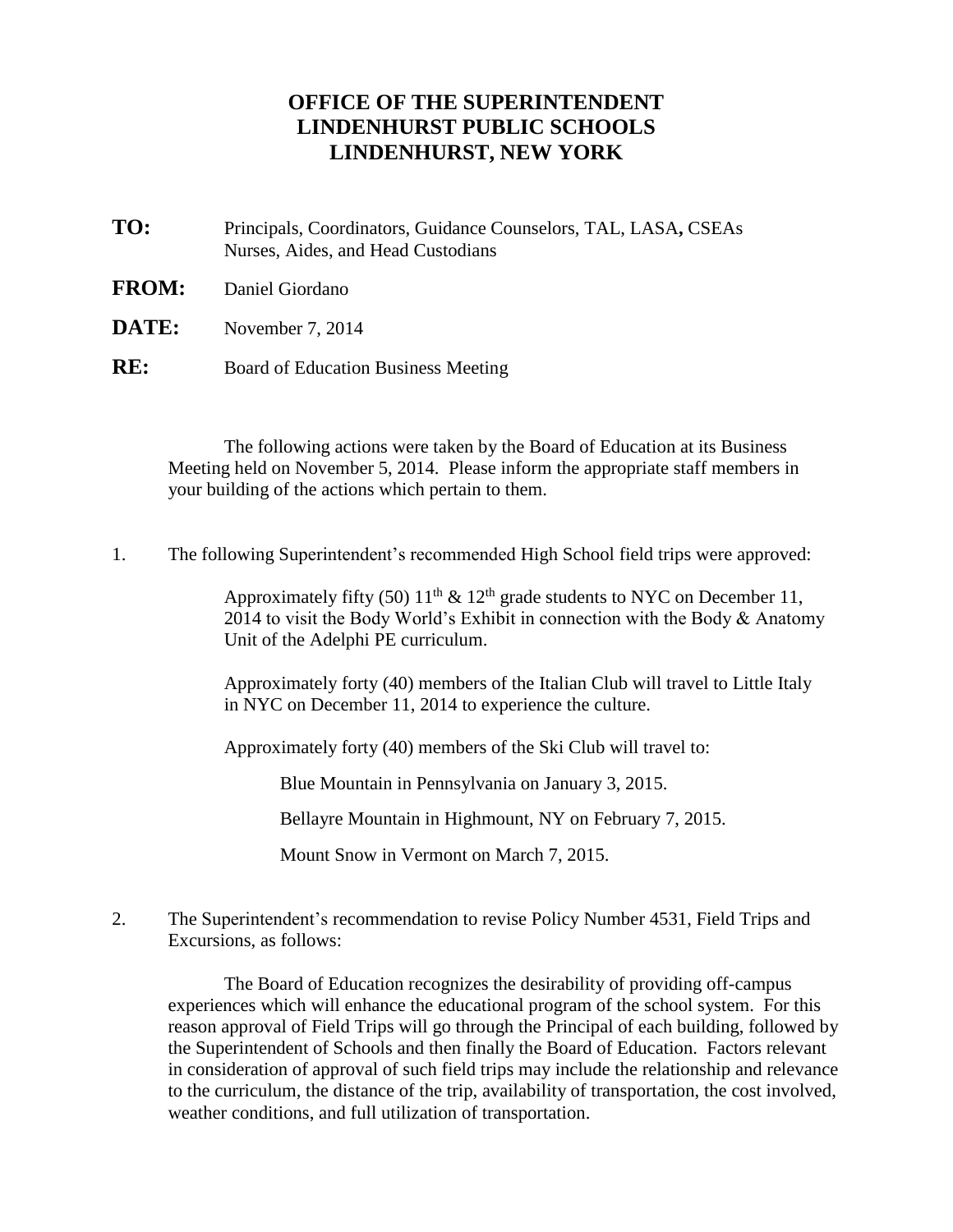# OFFICE OF THE SUPERINTENDENT
# LINDENHURST PUBLIC SCHOOLS
# LINDENHURST, NEW YORK

**TO:** Principals, Coordinators, Guidance Counselors, TAL, LASA**,** CSEAs Nurses, Aides, and Head Custodians

**FROM:** Daniel Giordano

**DATE:** November 7, 2014

**RE:** Board of Education Business Meeting

The following actions were taken by the Board of Education at its Business Meeting held on November 5, 2014. Please inform the appropriate staff members in your building of the actions which pertain to them.

1. The following Superintendent's recommended High School field trips were approved:

   Approximately fifty (50) 11th & 12th grade students to NYC on December 11, 2014 to visit the Body World's Exhibit in connection with the Body & Anatomy Unit of the Adelphi PE curriculum.

   Approximately forty (40) members of the Italian Club will travel to Little Italy in NYC on December 11, 2014 to experience the culture.

   Approximately forty (40) members of the Ski Club will travel to:

   Blue Mountain in Pennsylvania on January 3, 2015.

   Bellayre Mountain in Highmount, NY on February 7, 2015.

   Mount Snow in Vermont on March 7, 2015.

2. The Superintendent's recommendation to revise Policy Number 4531, Field Trips and Excursions, as follows:

   The Board of Education recognizes the desirability of providing off-campus experiences which will enhance the educational program of the school system. For this reason approval of Field Trips will go through the Principal of each building, followed by the Superintendent of Schools and then finally the Board of Education. Factors relevant in consideration of approval of such field trips may include the relationship and relevance to the curriculum, the distance of the trip, availability of transportation, the cost involved, weather conditions, and full utilization of transportation.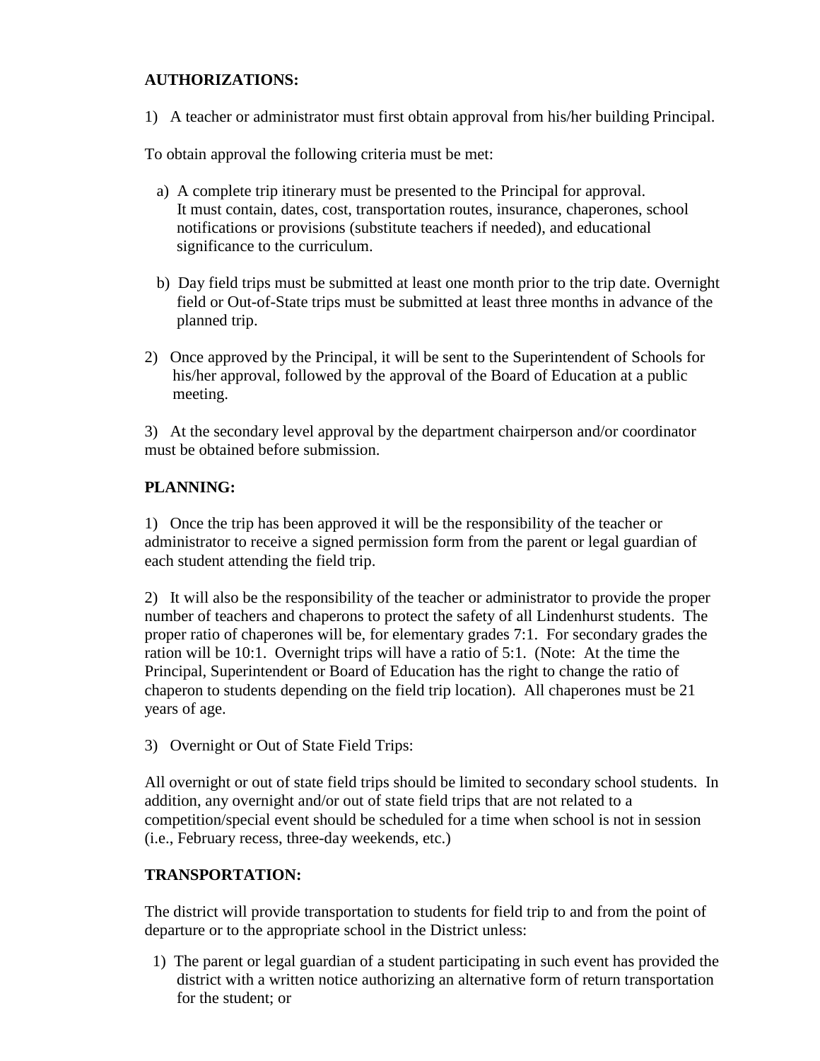**AUTHORIZATIONS:**

1) A teacher or administrator must first obtain approval from his/her building Principal.

To obtain approval the following criteria must be met:

a) A complete trip itinerary must be presented to the Principal for approval. It must contain, dates, cost, transportation routes, insurance, chaperones, school notifications or provisions (substitute teachers if needed), and educational significance to the curriculum.

b) Day field trips must be submitted at least one month prior to the trip date. Overnight field or Out-of-State trips must be submitted at least three months in advance of the planned trip.

2) Once approved by the Principal, it will be sent to the Superintendent of Schools for his/her approval, followed by the approval of the Board of Education at a public meeting.

3) At the secondary level approval by the department chairperson and/or coordinator must be obtained before submission.

**PLANNING:**

1) Once the trip has been approved it will be the responsibility of the teacher or administrator to receive a signed permission form from the parent or legal guardian of each student attending the field trip.

2) It will also be the responsibility of the teacher or administrator to provide the proper number of teachers and chaperons to protect the safety of all Lindenhurst students. The proper ratio of chaperones will be, for elementary grades 7:1. For secondary grades the ration will be 10:1. Overnight trips will have a ratio of 5:1. (Note: At the time the Principal, Superintendent or Board of Education has the right to change the ratio of chaperon to students depending on the field trip location). All chaperones must be 21 years of age.

3) Overnight or Out of State Field Trips:

All overnight or out of state field trips should be limited to secondary school students. In addition, any overnight and/or out of state field trips that are not related to a competition/special event should be scheduled for a time when school is not in session (i.e., February recess, three-day weekends, etc.)

**TRANSPORTATION:**

The district will provide transportation to students for field trip to and from the point of departure or to the appropriate school in the District unless:

1) The parent or legal guardian of a student participating in such event has provided the district with a written notice authorizing an alternative form of return transportation for the student; or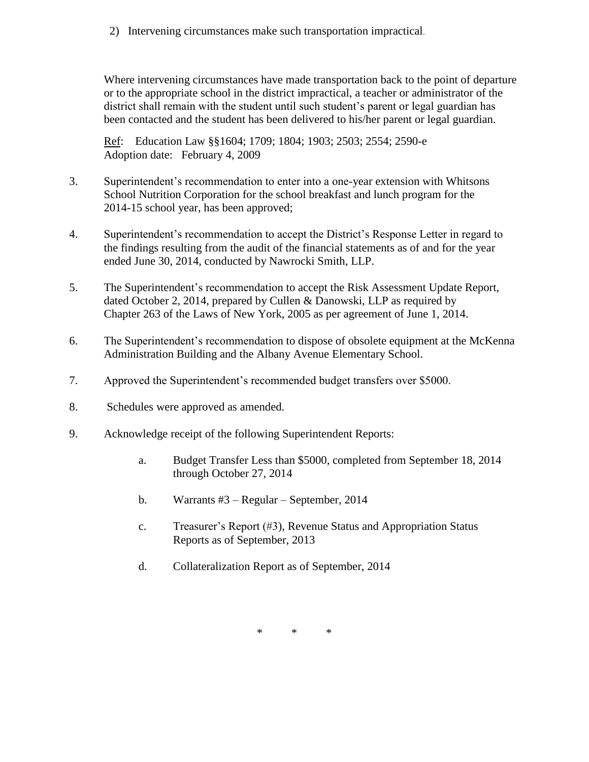2) Intervening circumstances make such transportation impractical.

Where intervening circumstances have made transportation back to the point of departure or to the appropriate school in the district impractical, a teacher or administrator of the district shall remain with the student until such student's parent or legal guardian has been contacted and the student has been delivered to his/her parent or legal guardian.

Ref: Education Law §§1604; 1709; 1804; 1903; 2503; 2554; 2590-e
Adoption date: February 4, 2009

3. Superintendent's recommendation to enter into a one-year extension with Whitsons School Nutrition Corporation for the school breakfast and lunch program for the 2014-15 school year, has been approved;

4. Superintendent's recommendation to accept the District's Response Letter in regard to the findings resulting from the audit of the financial statements as of and for the year ended June 30, 2014, conducted by Nawrocki Smith, LLP.

5. The Superintendent's recommendation to accept the Risk Assessment Update Report, dated October 2, 2014, prepared by Cullen & Danowski, LLP as required by Chapter 263 of the Laws of New York, 2005 as per agreement of June 1, 2014.

6. The Superintendent's recommendation to dispose of obsolete equipment at the McKenna Administration Building and the Albany Avenue Elementary School.

7. Approved the Superintendent's recommended budget transfers over $5000.

8. Schedules were approved as amended.

9. Acknowledge receipt of the following Superintendent Reports:

   a. Budget Transfer Less than $5000, completed from September 18, 2014 through October 27, 2014

   b. Warrants #3 – Regular – September, 2014

   c. Treasurer's Report (#3), Revenue Status and Appropriation Status Reports as of September, 2013

   d. Collateralization Report as of September, 2014

\* \* \*